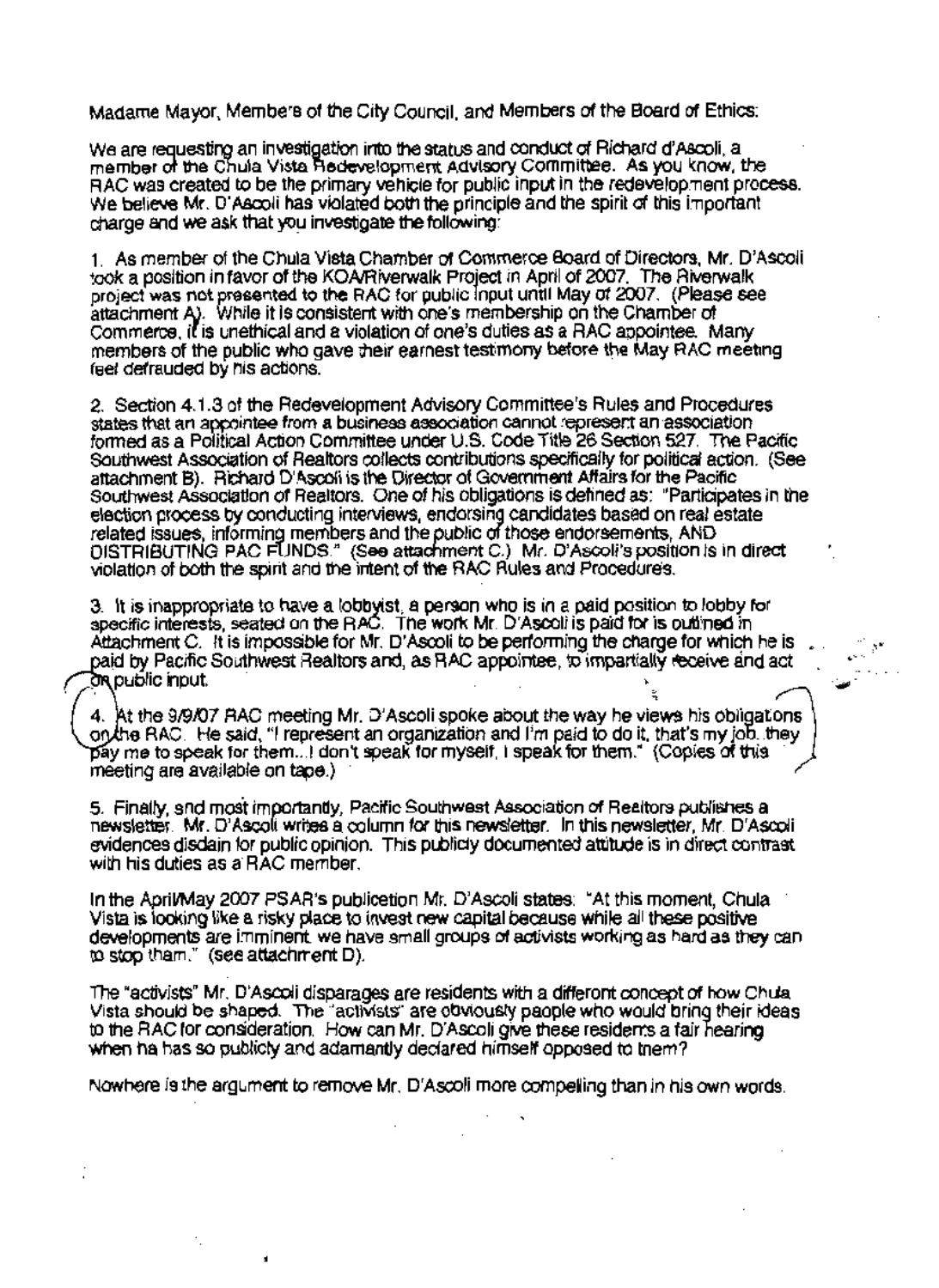Madame Mayor, Members of the City Council, and Members of the Board of Ethics:

We are requesting an investigation into the status and conduct of Richard d'Ascoli, a member of the Chula Vista Redevelopment Advisory Committee. As you know, the RAC was created to be the primary vehicle for public input in the redevelopment process. We believe Mr. D'Ascoli has violated both the principle and the spirit of this important charge and we ask that you investigate the following:

1. As member of the Chula Vista Chamber of Commerce Board of Directors, Mr. D'Ascoli took a position in favor of the KOA/Riverwalk Project in April of 2007. The Riverwalk project was not presented to the RAC for public input until May of 2007. (Please see attachment A). While it is consistent with one's membership on the Chamber of Commerce, it is unethical and a violation of one's duties as a RAC appointee. Many members of the public who gave their earnest testimony before the May RAC meeting feel defrauded by his actions.

2. Section 4.1.3 of the Redevelopment Advisory Committee's Rules and Procedures states that an appointee from a business association cannot represent an association formed as a Political Action Committee under U.S. Code Title 26 Section 527. The Pacific Southwest Association of Realtors collects contributions specifically for political action. (See attachment B). Richard D'Ascoli is the Director of Government Affairs for the Pacific Southwest Association of Realtors. One of his obligations is defined as: "Participates in the election process by conducting interviews, endorsing candidates based on real estate related issues, informing members and the public of those endorsements, AND DISTRIBUTING PAC FUNDS." (See attachment C.) Mr. D'Ascoli's position is in direct violation of both the spirit and the intent of the RAC Rules and Procedures.

3. It is inappropriate to have a lobbyist, a person who is in a paid position to lobby for specific interests, seated on the RAC. The work Mr. D'Ascoli is paid for is outlined in Attachment C. It is impossible for Mr. D'Ascoli to be performing the charge for which he is paid by Pacific Southwest Realtors and, as RAC appointee, to impartially receive and act on public input.

4. At the 9/9/07 RAC meeting Mr. D'Ascoli spoke about the way he views his obligations on the RAC. He said, "I represent an organization and I'm paid to do it, that's my job..they pay me to speak for them...I don't speak for myself, I speak for them." (Copies of this meeting are available on tape.)

5. Finally, and most importantly, Pacific Southwest Association of Realtors publishes a newsletter. Mr. D'Ascoli writes a column for this newsletter. In this newsletter, Mr. D'Ascoli evidences disdain for public opinion. This publicly documented attitude is in direct contrast with his duties as a RAC member.

In the April/May 2007 PSAR's publication Mr. D'Ascoli states: "At this moment, Chula Vista is looking like a risky place to invest new capital because while all these positive developments are imminent we have small groups of activists working as hard as they can to stop them." (see attachment D).

The "activists" Mr. D'Ascoli disparages are residents with a different concept of how Chula Vista should be shaped. The "activists" are obviously people who would bring their ideas to the RAC for consideration. How can Mr. D'Ascoli give these residents a fair hearing when he has so publicly and adamantly declared himself opposed to them?

Nowhere is the argument to remove Mr. D'Ascoli more compelling than in his own words.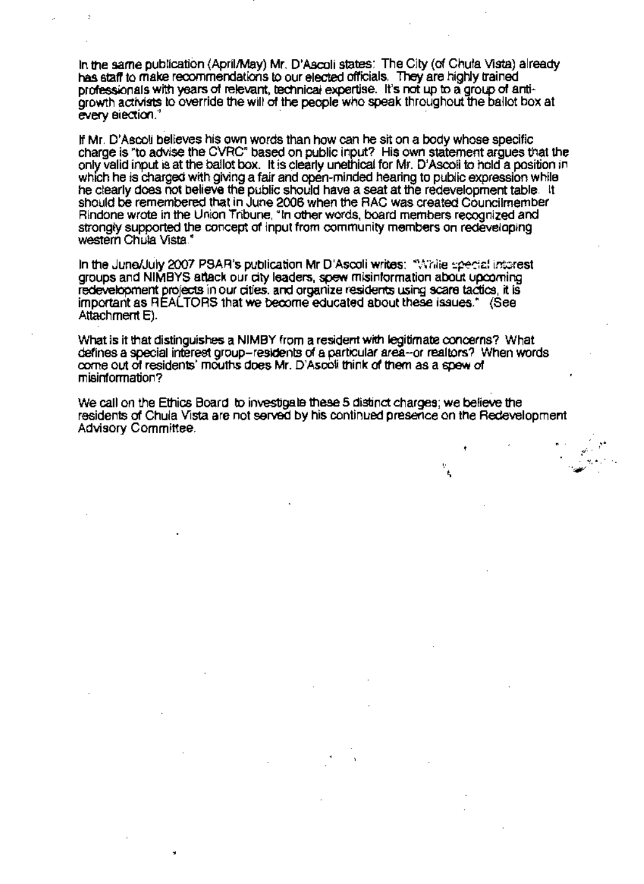In the same publication (April/May) Mr. D'Ascoli states: The City (of Chula Vista) already has staff to make recommendations to our elected officials. They are highly trained professionals with years of relevant, technical expertise. It's not up to a group of anti-growth activists to override the will of the people who speak throughout the ballot box at every election."

If Mr. D'Ascoli believes his own words than how can he sit on a body whose specific charge is "to advise the CVRC" based on public input? His own statement argues that the only valid input is at the ballot box. It is clearly unethical for Mr. D'Ascoli to hold a position in which he is charged with giving a fair and open-minded hearing to public expression while he clearly does not believe the public should have a seat at the redevelopment table. It should be remembered that in June 2006 when the RAC was created Councilmember Rindone wrote in the Union Tribune, "In other words, board members recognized and strongly supported the concept of input from community members on redeveloping western Chula Vista."

In the June/July 2007 PSAR's publication Mr D'Ascoli writes: "While special interest groups and NIMBYS attack our city leaders, spew misinformation about upcoming redevelopment projects in our cities. and organize residents using scare tactics, it is important as REALTORS that we become educated about these issues." (See Attachment E).

What is it that distinguishes a NIMBY from a resident with legitimate concerns? What defines a special interest group--residents of a particular area--or realtors? When words come out of residents' mouths does Mr. D'Ascoli think of them as a spew of misinformation?

We call on the Ethics Board to investigate these 5 distinct charges; we believe the residents of Chula Vista are not served by his continued presence on the Redevelopment Advisory Committee.